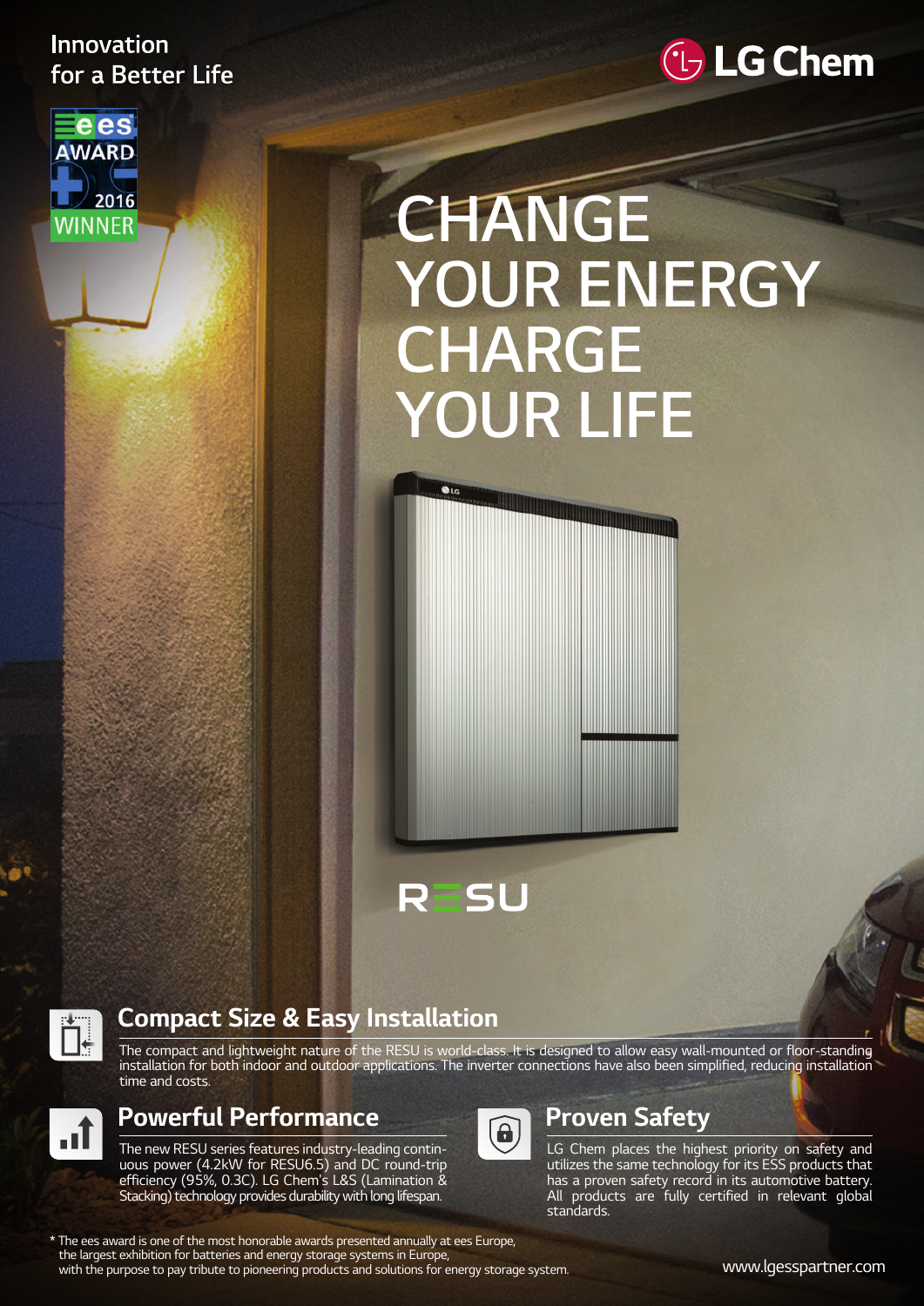Innovation for a Better Life

LG Chem

ees AWARD 2016 WINNER

# CHANGE YOUR ENERGY CHARGE YOUR LIFE

RESU

## Compact Size & Easy Installation

The compact and lightweight nature of the RESU is world-class. It is designed to allow easy wall-mounted or floor-standing installation for both indoor and outdoor applications. The inverter connections have also been simplified, reducing installation time and costs.

## Powerful Performance

The new RESU series features industry-leading continuous power (4.2kW for RESU6.5) and DC round-trip efficiency (95%, 0.3C). LG Chem's L&S (Lamination & Stacking) technology provides durability with long lifespan.

## Proven Safety

LG Chem places the highest priority on safety and utilizes the same technology for its ESS products that has a proven safety record in its automotive battery. All products are fully certified in relevant global standards.

* The ees award is one of the most honorable awards presented annually at ees Europe, the largest exhibition for batteries and energy storage systems in Europe, with the purpose to pay tribute to pioneering products and solutions for energy storage system.

www.lgesspartner.com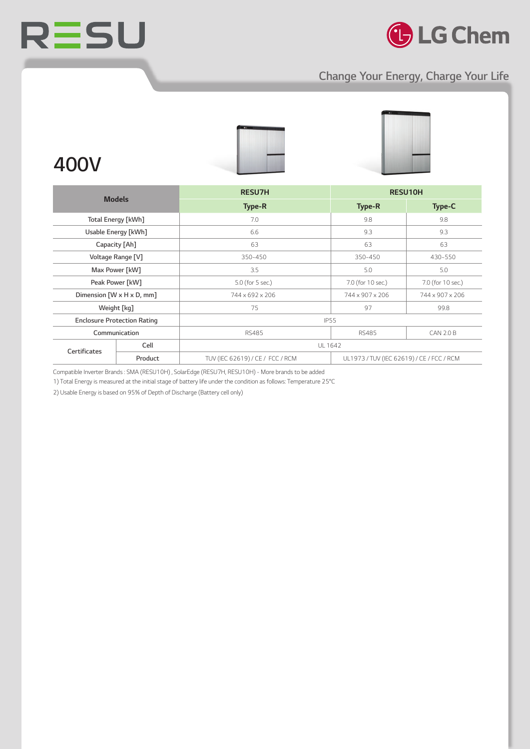# RESU

LG Chem

Change Your Energy, Charge Your Life

## 400V

| Models | | RESU7H | RESU10H | |
|---|---|---|---|---|
| | | Type-R | Type-R | Type-C |
| Total Energy [kWh] | | 7.0 | 9.8 | 9.8 |
| Usable Energy [kWh] | | 6.6 | 9.3 | 9.3 |
| Capacity [Ah] | | 63 | 63 | 63 |
| Voltage Range [V] | | 350~450 | 350~450 | 430~550 |
| Max Power [kW] | | 3.5 | 5.0 | 5.0 |
| Peak Power [kW] | | 5.0 (for 5 sec.) | 7.0 (for 10 sec.) | 7.0 (for 10 sec.) |
| Dimension [W x H x D, mm] | | 744 x 692 x 206 | 744 x 907 x 206 | 744 x 907 x 206 |
| Weight [kg] | | 75 | 97 | 99.8 |
| Enclosure Protection Rating | | IP55 | | |
| Communication | | RS485 | RS485 | CAN 2.0 B |
| Certificates | Cell | UL 1642 | | |
| | Product | TUV (IEC 62619) / CE / FCC / RCM | UL1973 / TUV (IEC 62619) / CE / FCC / RCM | |

Compatible Inverter Brands : SMA (RESU10H) , SolarEdge (RESU7H, RESU10H) - More brands to be added

1) Total Energy is measured at the initial stage of battery life under the condition as follows: Temperature 25°C

2) Usable Energy is based on 95% of Depth of Discharge (Battery cell only)